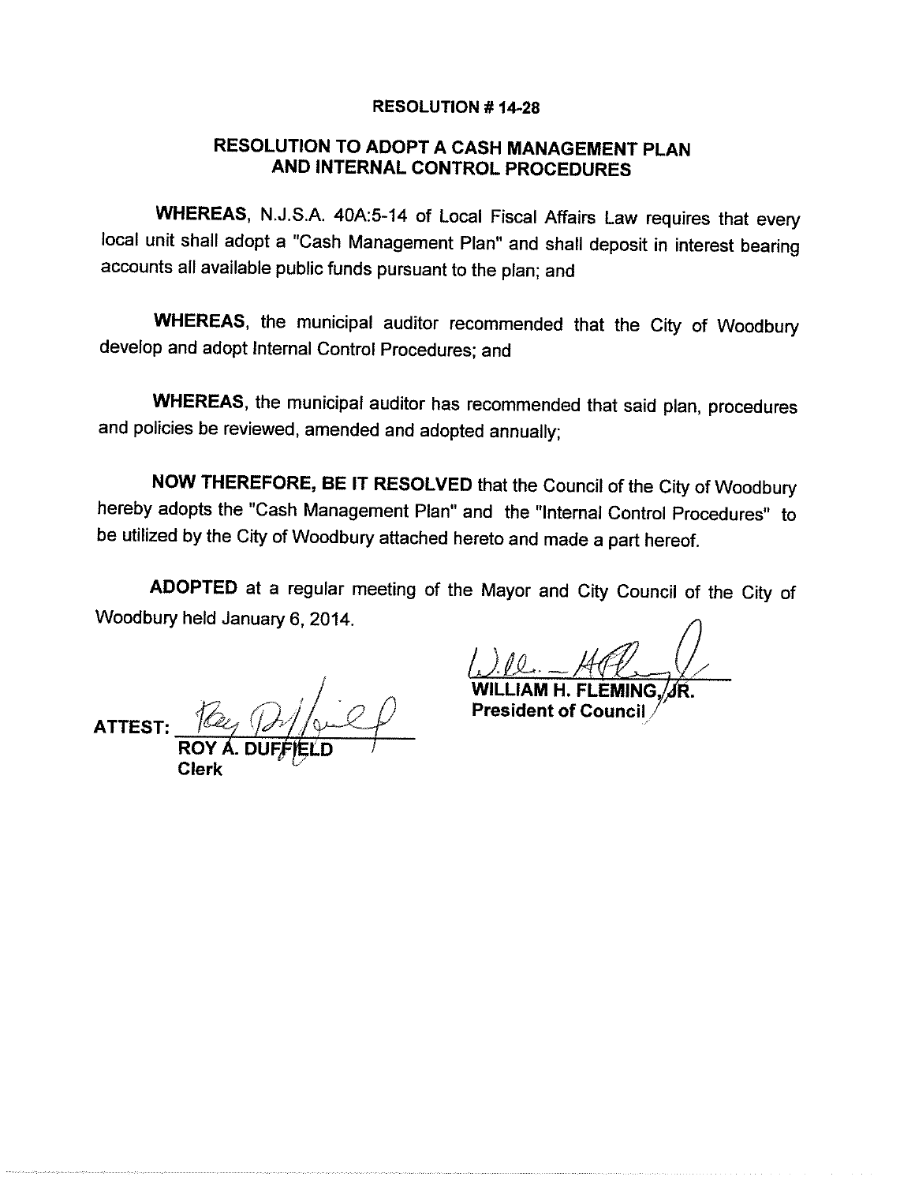**RESOLUTION # 14-28**

**RESOLUTION TO ADOPT A CASH MANAGEMENT PLAN AND INTERNAL CONTROL PROCEDURES**

**WHEREAS**, N.J.S.A. 40A:5-14 of Local Fiscal Affairs Law requires that every local unit shall adopt a "Cash Management Plan" and shall deposit in interest bearing accounts all available public funds pursuant to the plan; and

**WHEREAS**, the municipal auditor recommended that the City of Woodbury develop and adopt Internal Control Procedures; and

**WHEREAS**, the municipal auditor has recommended that said plan, procedures and policies be reviewed, amended and adopted annually;

**NOW THEREFORE, BE IT RESOLVED** that the Council of the City of Woodbury hereby adopts the "Cash Management Plan" and the "Internal Control Procedures" to be utilized by the City of Woodbury attached hereto and made a part hereof.

**ADOPTED** at a regular meeting of the Mayor and City Council of the City of Woodbury held January 6, 2014.

**WILLIAM H. FLEMING, JR.**
**President of Council**

**ATTEST:**
**ROY A. DUFFIELD**
**Clerk**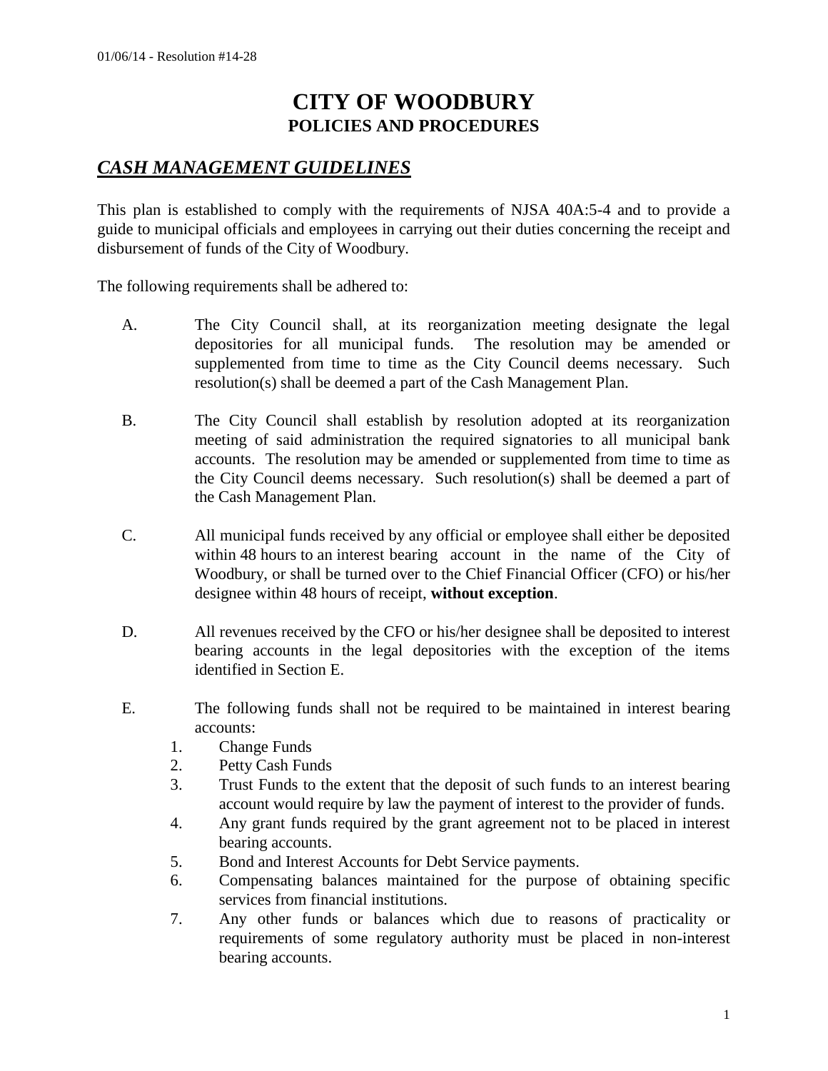01/06/14 - Resolution #14-28

# CITY OF WOODBURY
## POLICIES AND PROCEDURES

## ***CASH MANAGEMENT GUIDELINES***

This plan is established to comply with the requirements of NJSA 40A:5-4 and to provide a guide to municipal officials and employees in carrying out their duties concerning the receipt and disbursement of funds of the City of Woodbury.

The following requirements shall be adhered to:

A. The City Council shall, at its reorganization meeting designate the legal depositories for all municipal funds. The resolution may be amended or supplemented from time to time as the City Council deems necessary. Such resolution(s) shall be deemed a part of the Cash Management Plan.

B. The City Council shall establish by resolution adopted at its reorganization meeting of said administration the required signatories to all municipal bank accounts. The resolution may be amended or supplemented from time to time as the City Council deems necessary. Such resolution(s) shall be deemed a part of the Cash Management Plan.

C. All municipal funds received by any official or employee shall either be deposited within 48 hours to an interest bearing account in the name of the City of Woodbury, or shall be turned over to the Chief Financial Officer (CFO) or his/her designee within 48 hours of receipt, **without exception**.

D. All revenues received by the CFO or his/her designee shall be deposited to interest bearing accounts in the legal depositories with the exception of the items identified in Section E.

E. The following funds shall not be required to be maintained in interest bearing accounts:
   1. Change Funds
   2. Petty Cash Funds
   3. Trust Funds to the extent that the deposit of such funds to an interest bearing account would require by law the payment of interest to the provider of funds.
   4. Any grant funds required by the grant agreement not to be placed in interest bearing accounts.
   5. Bond and Interest Accounts for Debt Service payments.
   6. Compensating balances maintained for the purpose of obtaining specific services from financial institutions.
   7. Any other funds or balances which due to reasons of practicality or requirements of some regulatory authority must be placed in non-interest bearing accounts.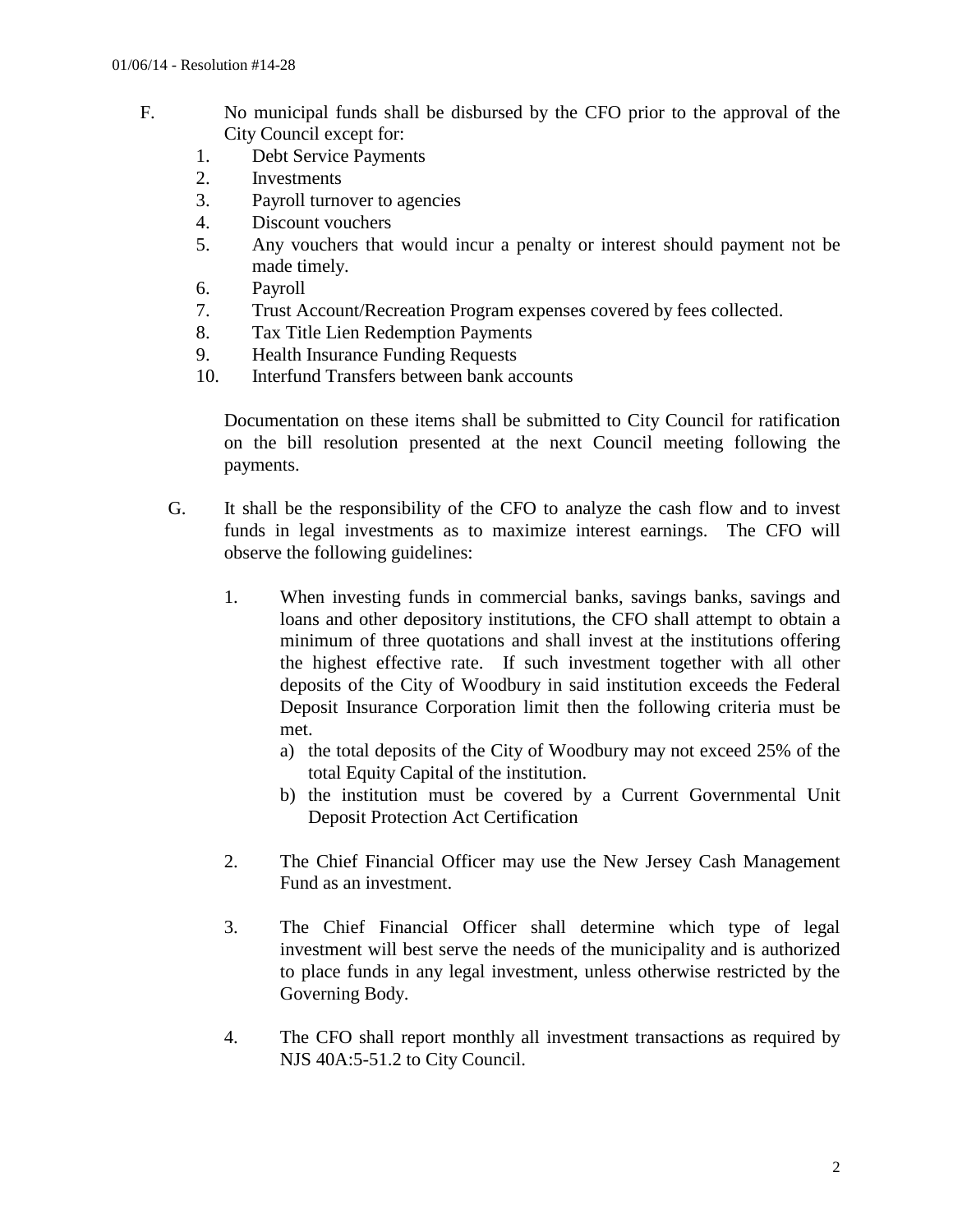F. No municipal funds shall be disbursed by the CFO prior to the approval of the City Council except for:

1. Debt Service Payments
2. Investments
3. Payroll turnover to agencies
4. Discount vouchers
5. Any vouchers that would incur a penalty or interest should payment not be made timely.
6. Payroll
7. Trust Account/Recreation Program expenses covered by fees collected.
8. Tax Title Lien Redemption Payments
9. Health Insurance Funding Requests
10. Interfund Transfers between bank accounts

Documentation on these items shall be submitted to City Council for ratification on the bill resolution presented at the next Council meeting following the payments.

G. It shall be the responsibility of the CFO to analyze the cash flow and to invest funds in legal investments as to maximize interest earnings. The CFO will observe the following guidelines:

1. When investing funds in commercial banks, savings banks, savings and loans and other depository institutions, the CFO shall attempt to obtain a minimum of three quotations and shall invest at the institutions offering the highest effective rate. If such investment together with all other deposits of the City of Woodbury in said institution exceeds the Federal Deposit Insurance Corporation limit then the following criteria must be met.
   a) the total deposits of the City of Woodbury may not exceed 25% of the total Equity Capital of the institution.
   b) the institution must be covered by a Current Governmental Unit Deposit Protection Act Certification

2. The Chief Financial Officer may use the New Jersey Cash Management Fund as an investment.

3. The Chief Financial Officer shall determine which type of legal investment will best serve the needs of the municipality and is authorized to place funds in any legal investment, unless otherwise restricted by the Governing Body.

4. The CFO shall report monthly all investment transactions as required by NJS 40A:5-51.2 to City Council.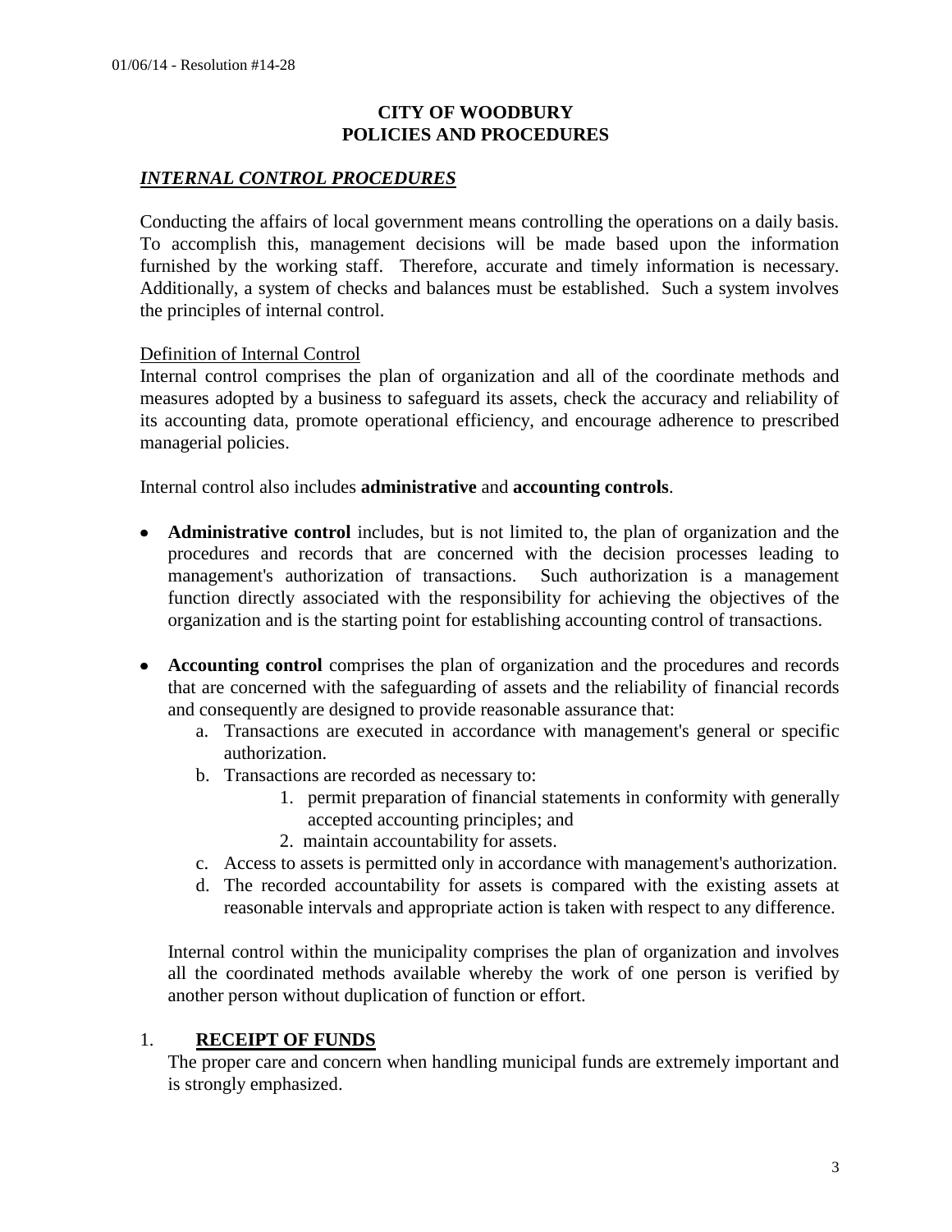01/06/14 - Resolution #14-28

**CITY OF WOODBURY**
**POLICIES AND PROCEDURES**

## ***INTERNAL CONTROL PROCEDURES***

Conducting the affairs of local government means controlling the operations on a daily basis. To accomplish this, management decisions will be made based upon the information furnished by the working staff. Therefore, accurate and timely information is necessary. Additionally, a system of checks and balances must be established. Such a system involves the principles of internal control.

Definition of Internal Control

Internal control comprises the plan of organization and all of the coordinate methods and measures adopted by a business to safeguard its assets, check the accuracy and reliability of its accounting data, promote operational efficiency, and encourage adherence to prescribed managerial policies.

Internal control also includes **administrative** and **accounting controls**.

- **Administrative control** includes, but is not limited to, the plan of organization and the procedures and records that are concerned with the decision processes leading to management's authorization of transactions. Such authorization is a management function directly associated with the responsibility for achieving the objectives of the organization and is the starting point for establishing accounting control of transactions.

- **Accounting control** comprises the plan of organization and the procedures and records that are concerned with the safeguarding of assets and the reliability of financial records and consequently are designed to provide reasonable assurance that:
  a. Transactions are executed in accordance with management's general or specific authorization.
  b. Transactions are recorded as necessary to:
     1. permit preparation of financial statements in conformity with generally accepted accounting principles; and
     2. maintain accountability for assets.
  c. Access to assets is permitted only in accordance with management's authorization.
  d. The recorded accountability for assets is compared with the existing assets at reasonable intervals and appropriate action is taken with respect to any difference.

Internal control within the municipality comprises the plan of organization and involves all the coordinated methods available whereby the work of one person is verified by another person without duplication of function or effort.

1. **RECEIPT OF FUNDS**

The proper care and concern when handling municipal funds are extremely important and is strongly emphasized.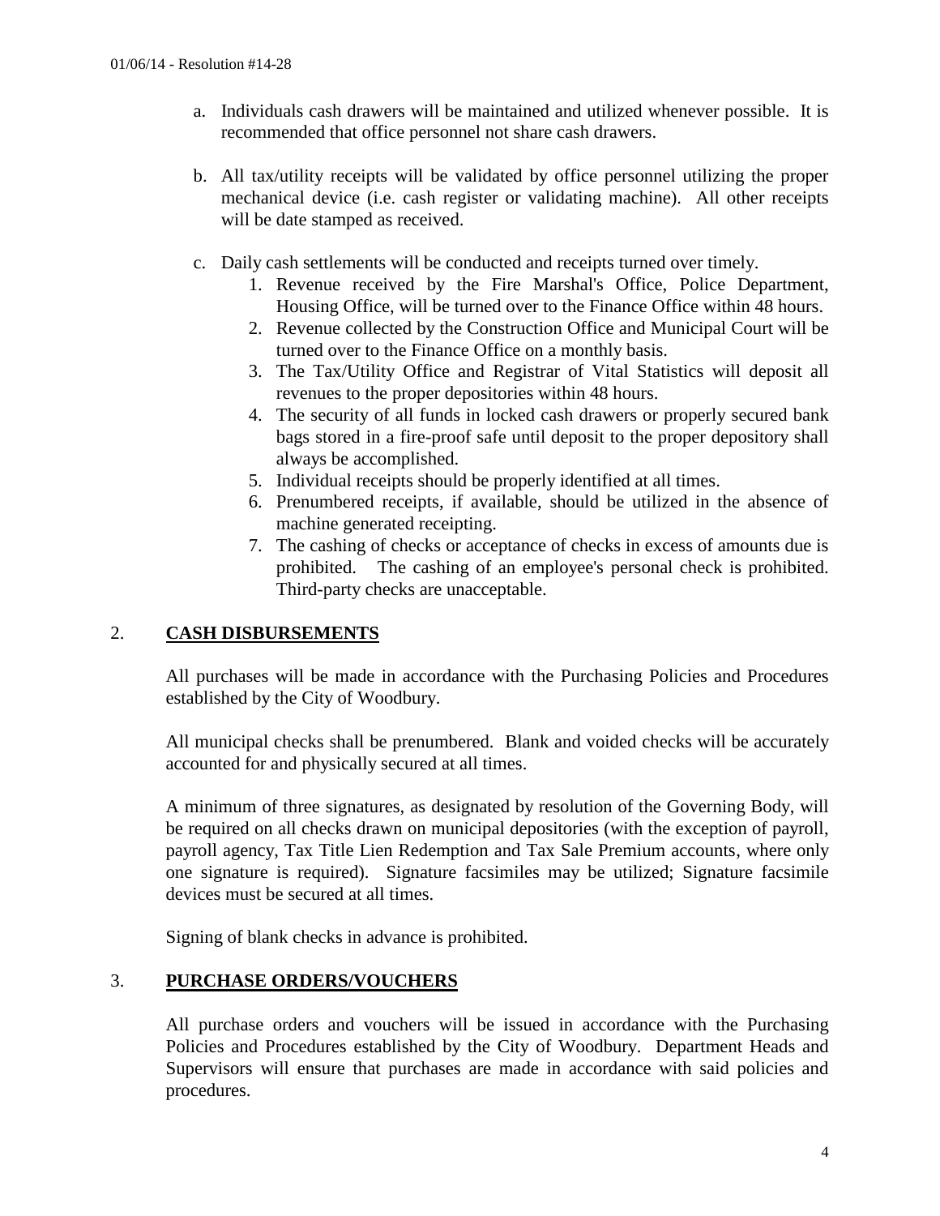a. Individuals cash drawers will be maintained and utilized whenever possible. It is recommended that office personnel not share cash drawers.

b. All tax/utility receipts will be validated by office personnel utilizing the proper mechanical device (i.e. cash register or validating machine). All other receipts will be date stamped as received.

c. Daily cash settlements will be conducted and receipts turned over timely.
   1. Revenue received by the Fire Marshal's Office, Police Department, Housing Office, will be turned over to the Finance Office within 48 hours.
   2. Revenue collected by the Construction Office and Municipal Court will be turned over to the Finance Office on a monthly basis.
   3. The Tax/Utility Office and Registrar of Vital Statistics will deposit all revenues to the proper depositories within 48 hours.
   4. The security of all funds in locked cash drawers or properly secured bank bags stored in a fire-proof safe until deposit to the proper depository shall always be accomplished.
   5. Individual receipts should be properly identified at all times.
   6. Prenumbered receipts, if available, should be utilized in the absence of machine generated receipting.
   7. The cashing of checks or acceptance of checks in excess of amounts due is prohibited. The cashing of an employee's personal check is prohibited. Third-party checks are unacceptable.

## 2. CASH DISBURSEMENTS

All purchases will be made in accordance with the Purchasing Policies and Procedures established by the City of Woodbury.

All municipal checks shall be prenumbered. Blank and voided checks will be accurately accounted for and physically secured at all times.

A minimum of three signatures, as designated by resolution of the Governing Body, will be required on all checks drawn on municipal depositories (with the exception of payroll, payroll agency, Tax Title Lien Redemption and Tax Sale Premium accounts, where only one signature is required). Signature facsimiles may be utilized; Signature facsimile devices must be secured at all times.

Signing of blank checks in advance is prohibited.

## 3. PURCHASE ORDERS/VOUCHERS

All purchase orders and vouchers will be issued in accordance with the Purchasing Policies and Procedures established by the City of Woodbury. Department Heads and Supervisors will ensure that purchases are made in accordance with said policies and procedures.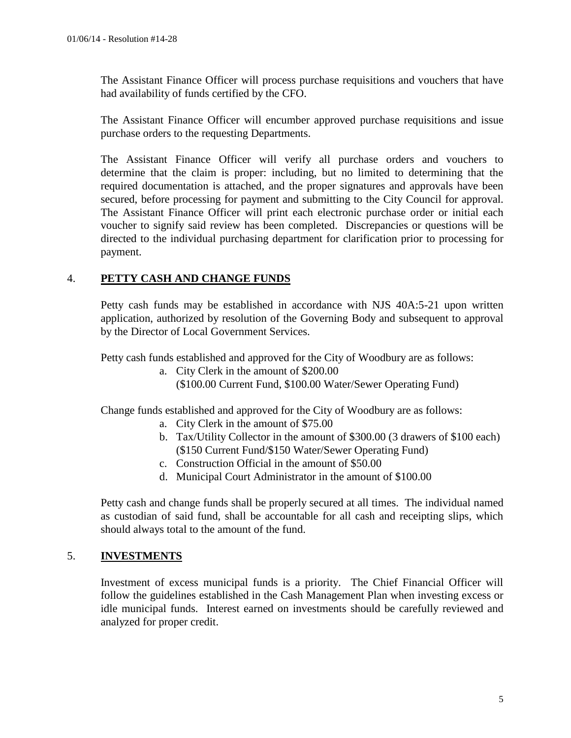The Assistant Finance Officer will process purchase requisitions and vouchers that have had availability of funds certified by the CFO.

The Assistant Finance Officer will encumber approved purchase requisitions and issue purchase orders to the requesting Departments.

The Assistant Finance Officer will verify all purchase orders and vouchers to determine that the claim is proper: including, but no limited to determining that the required documentation is attached, and the proper signatures and approvals have been secured, before processing for payment and submitting to the City Council for approval. The Assistant Finance Officer will print each electronic purchase order or initial each voucher to signify said review has been completed. Discrepancies or questions will be directed to the individual purchasing department for clarification prior to processing for payment.

## 4. PETTY CASH AND CHANGE FUNDS

Petty cash funds may be established in accordance with NJS 40A:5-21 upon written application, authorized by resolution of the Governing Body and subsequent to approval by the Director of Local Government Services.

Petty cash funds established and approved for the City of Woodbury are as follows:

a. City Clerk in the amount of $200.00
   ($100.00 Current Fund, $100.00 Water/Sewer Operating Fund)

Change funds established and approved for the City of Woodbury are as follows:

a. City Clerk in the amount of $75.00
b. Tax/Utility Collector in the amount of $300.00 (3 drawers of $100 each)
   ($150 Current Fund/$150 Water/Sewer Operating Fund)
c. Construction Official in the amount of $50.00
d. Municipal Court Administrator in the amount of $100.00

Petty cash and change funds shall be properly secured at all times. The individual named as custodian of said fund, shall be accountable for all cash and receipting slips, which should always total to the amount of the fund.

## 5. INVESTMENTS

Investment of excess municipal funds is a priority. The Chief Financial Officer will follow the guidelines established in the Cash Management Plan when investing excess or idle municipal funds. Interest earned on investments should be carefully reviewed and analyzed for proper credit.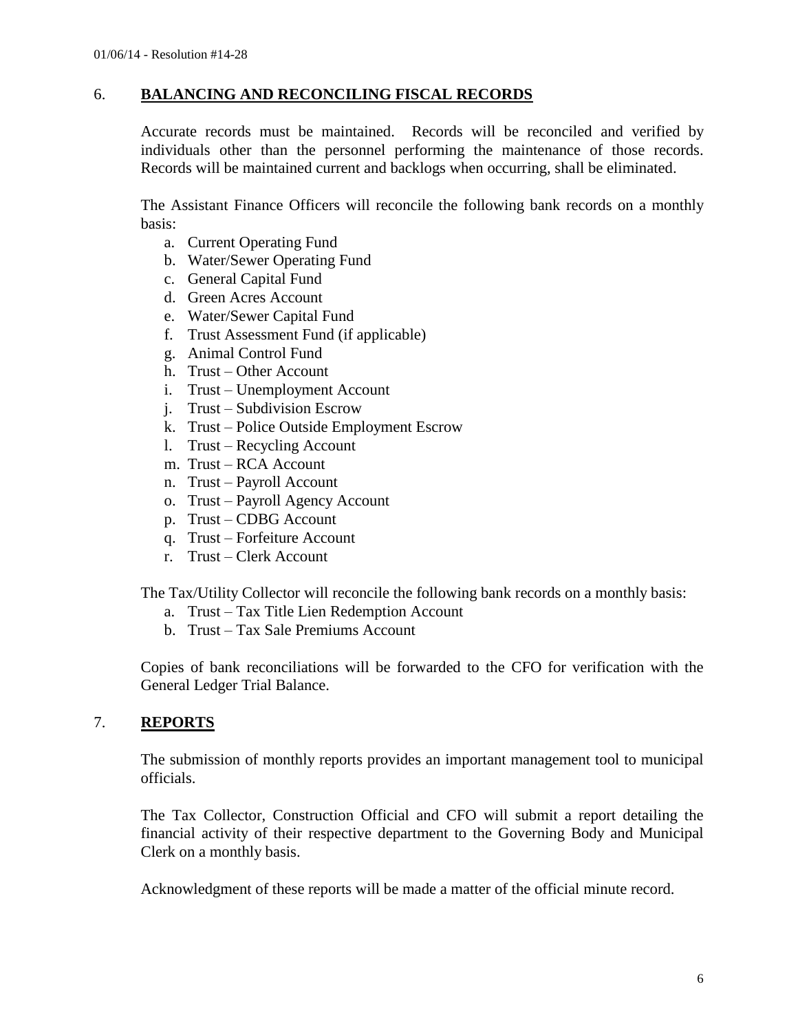## 6. BALANCING AND RECONCILING FISCAL RECORDS

Accurate records must be maintained. Records will be reconciled and verified by individuals other than the personnel performing the maintenance of those records. Records will be maintained current and backlogs when occurring, shall be eliminated.

The Assistant Finance Officers will reconcile the following bank records on a monthly basis:

a. Current Operating Fund
b. Water/Sewer Operating Fund
c. General Capital Fund
d. Green Acres Account
e. Water/Sewer Capital Fund
f. Trust Assessment Fund (if applicable)
g. Animal Control Fund
h. Trust – Other Account
i. Trust – Unemployment Account
j. Trust – Subdivision Escrow
k. Trust – Police Outside Employment Escrow
l. Trust – Recycling Account
m. Trust – RCA Account
n. Trust – Payroll Account
o. Trust – Payroll Agency Account
p. Trust – CDBG Account
q. Trust – Forfeiture Account
r. Trust – Clerk Account

The Tax/Utility Collector will reconcile the following bank records on a monthly basis:

a. Trust – Tax Title Lien Redemption Account
b. Trust – Tax Sale Premiums Account

Copies of bank reconciliations will be forwarded to the CFO for verification with the General Ledger Trial Balance.

## 7. REPORTS

The submission of monthly reports provides an important management tool to municipal officials.

The Tax Collector, Construction Official and CFO will submit a report detailing the financial activity of their respective department to the Governing Body and Municipal Clerk on a monthly basis.

Acknowledgment of these reports will be made a matter of the official minute record.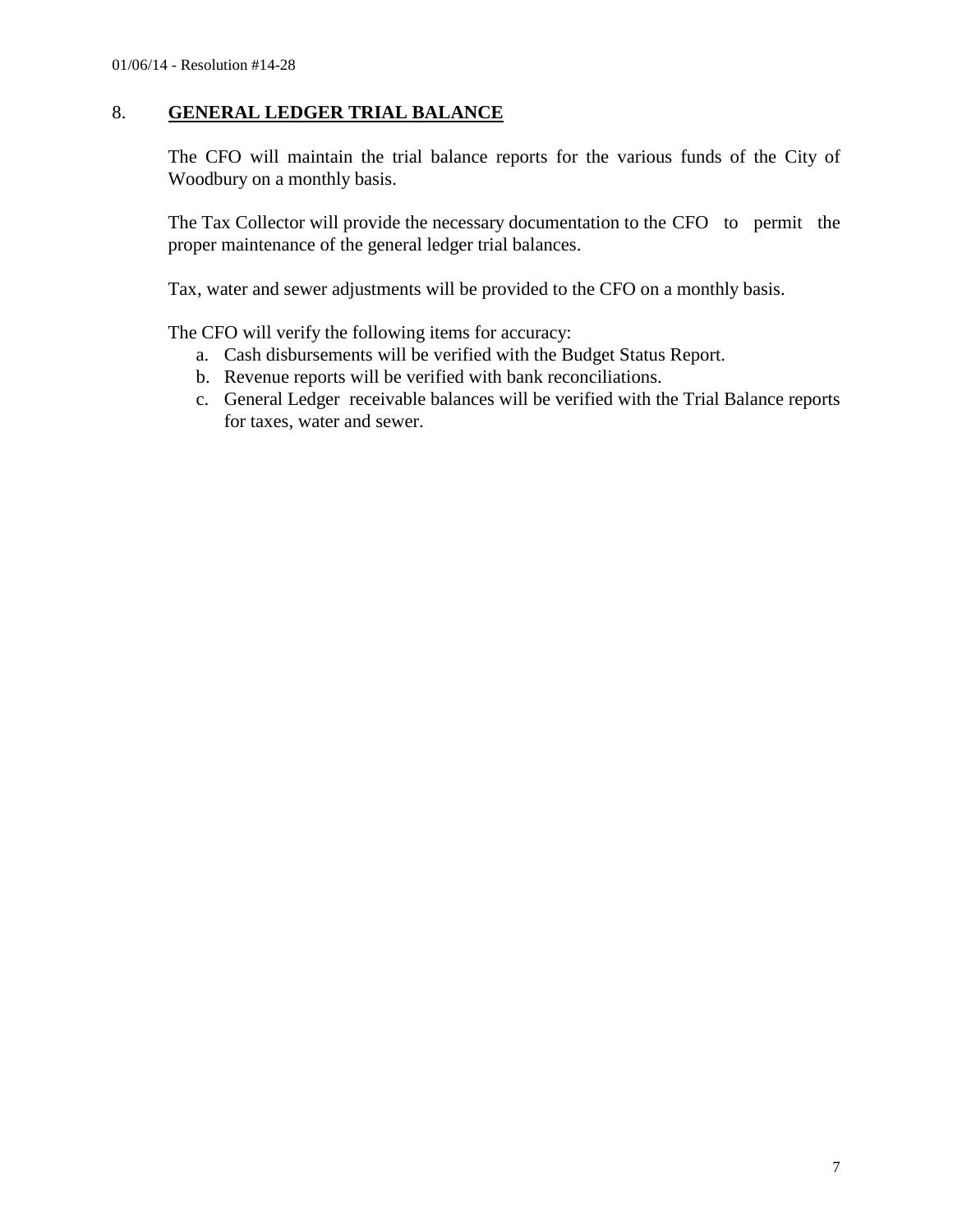## 8. GENERAL LEDGER TRIAL BALANCE

The CFO will maintain the trial balance reports for the various funds of the City of Woodbury on a monthly basis.

The Tax Collector will provide the necessary documentation to the CFO to permit the proper maintenance of the general ledger trial balances.

Tax, water and sewer adjustments will be provided to the CFO on a monthly basis.

The CFO will verify the following items for accuracy:

a. Cash disbursements will be verified with the Budget Status Report.
b. Revenue reports will be verified with bank reconciliations.
c. General Ledger receivable balances will be verified with the Trial Balance reports for taxes, water and sewer.